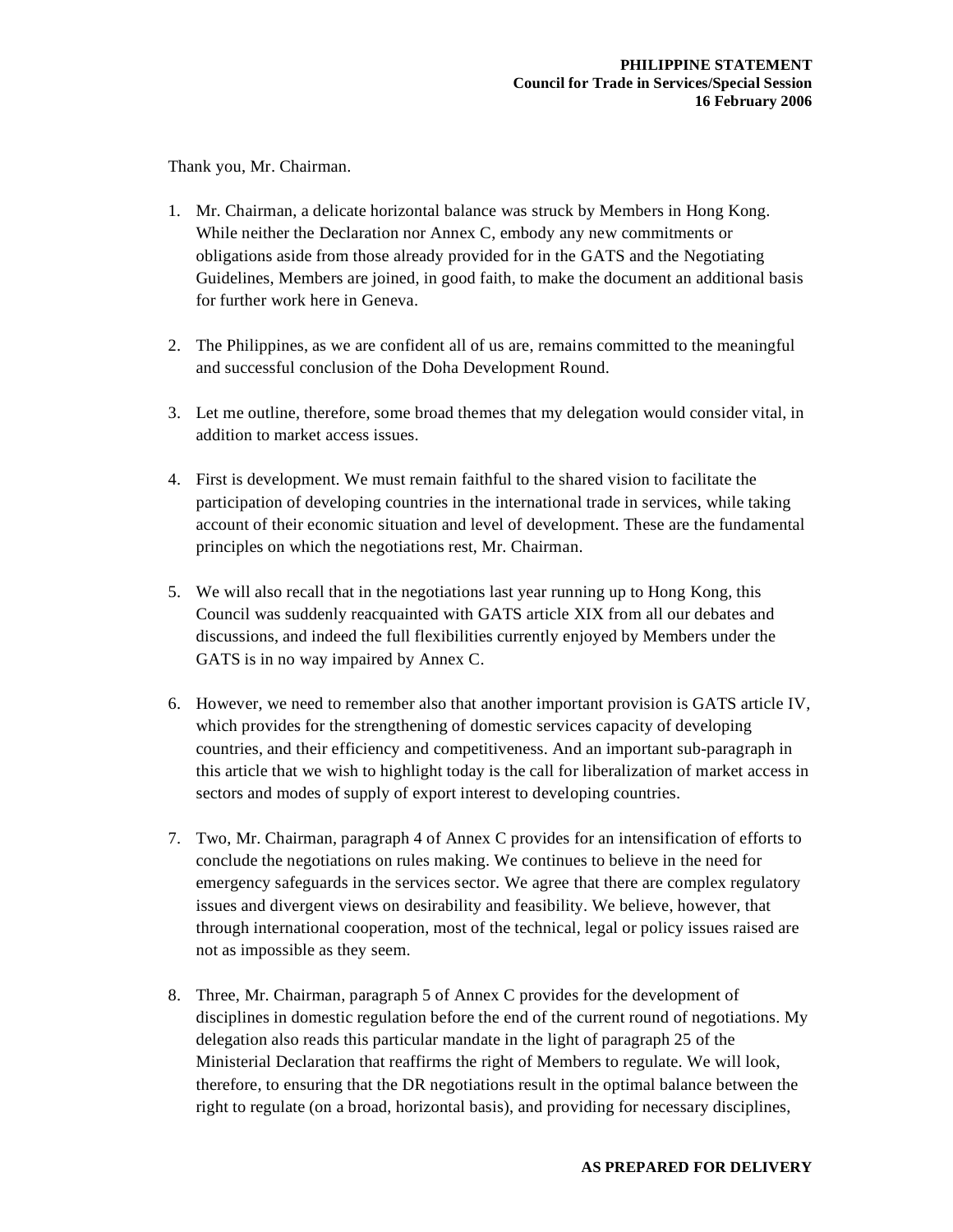**PHILIPPINE STATEMENT**
**Council for Trade in Services/Special Session**
**16 February 2006**

Thank you, Mr. Chairman.

1. Mr. Chairman, a delicate horizontal balance was struck by Members in Hong Kong. While neither the Declaration nor Annex C, embody any new commitments or obligations aside from those already provided for in the GATS and the Negotiating Guidelines, Members are joined, in good faith, to make the document an additional basis for further work here in Geneva.

2. The Philippines, as we are confident all of us are, remains committed to the meaningful and successful conclusion of the Doha Development Round.

3. Let me outline, therefore, some broad themes that my delegation would consider vital, in addition to market access issues.

4. First is development. We must remain faithful to the shared vision to facilitate the participation of developing countries in the international trade in services, while taking account of their economic situation and level of development. These are the fundamental principles on which the negotiations rest, Mr. Chairman.

5. We will also recall that in the negotiations last year running up to Hong Kong, this Council was suddenly reacquainted with GATS article XIX from all our debates and discussions, and indeed the full flexibilities currently enjoyed by Members under the GATS is in no way impaired by Annex C.

6. However, we need to remember also that another important provision is GATS article IV, which provides for the strengthening of domestic services capacity of developing countries, and their efficiency and competitiveness. And an important sub-paragraph in this article that we wish to highlight today is the call for liberalization of market access in sectors and modes of supply of export interest to developing countries.

7. Two, Mr. Chairman, paragraph 4 of Annex C provides for an intensification of efforts to conclude the negotiations on rules making. We continues to believe in the need for emergency safeguards in the services sector. We agree that there are complex regulatory issues and divergent views on desirability and feasibility. We believe, however, that through international cooperation, most of the technical, legal or policy issues raised are not as impossible as they seem.

8. Three, Mr. Chairman, paragraph 5 of Annex C provides for the development of disciplines in domestic regulation before the end of the current round of negotiations. My delegation also reads this particular mandate in the light of paragraph 25 of the Ministerial Declaration that reaffirms the right of Members to regulate. We will look, therefore, to ensuring that the DR negotiations result in the optimal balance between the right to regulate (on a broad, horizontal basis), and providing for necessary disciplines,

**AS PREPARED FOR DELIVERY**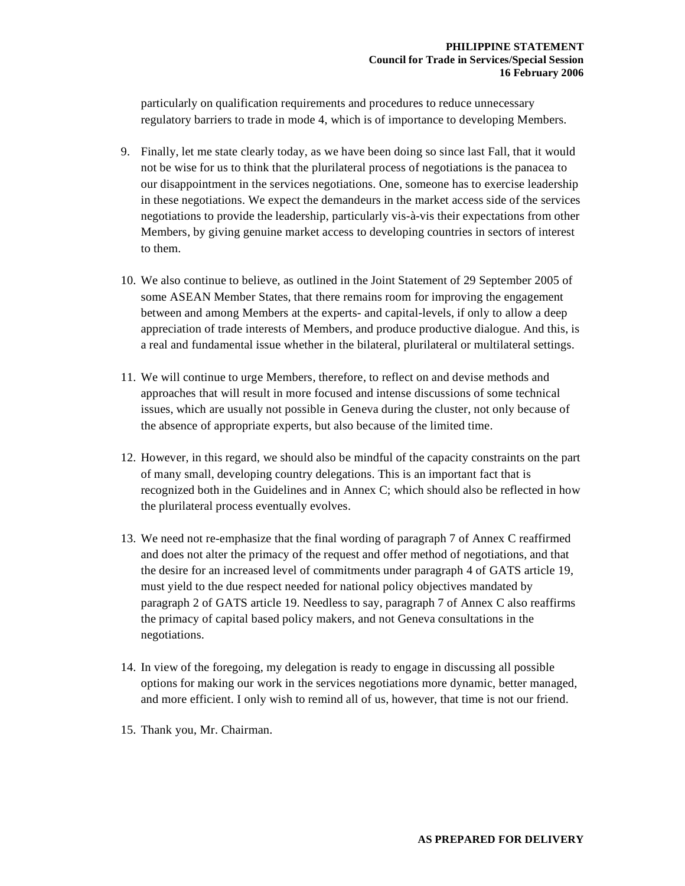particularly on qualification requirements and procedures to reduce unnecessary regulatory barriers to trade in mode 4, which is of importance to developing Members.

9. Finally, let me state clearly today, as we have been doing so since last Fall, that it would not be wise for us to think that the plurilateral process of negotiations is the panacea to our disappointment in the services negotiations. One, someone has to exercise leadership in these negotiations. We expect the demandeurs in the market access side of the services negotiations to provide the leadership, particularly vis-à-vis their expectations from other Members, by giving genuine market access to developing countries in sectors of interest to them.

10. We also continue to believe, as outlined in the Joint Statement of 29 September 2005 of some ASEAN Member States, that there remains room for improving the engagement between and among Members at the experts- and capital-levels, if only to allow a deep appreciation of trade interests of Members, and produce productive dialogue. And this, is a real and fundamental issue whether in the bilateral, plurilateral or multilateral settings.

11. We will continue to urge Members, therefore, to reflect on and devise methods and approaches that will result in more focused and intense discussions of some technical issues, which are usually not possible in Geneva during the cluster, not only because of the absence of appropriate experts, but also because of the limited time.

12. However, in this regard, we should also be mindful of the capacity constraints on the part of many small, developing country delegations. This is an important fact that is recognized both in the Guidelines and in Annex C; which should also be reflected in how the plurilateral process eventually evolves.

13. We need not re-emphasize that the final wording of paragraph 7 of Annex C reaffirmed and does not alter the primacy of the request and offer method of negotiations, and that the desire for an increased level of commitments under paragraph 4 of GATS article 19, must yield to the due respect needed for national policy objectives mandated by paragraph 2 of GATS article 19. Needless to say, paragraph 7 of Annex C also reaffirms the primacy of capital based policy makers, and not Geneva consultations in the negotiations.

14. In view of the foregoing, my delegation is ready to engage in discussing all possible options for making our work in the services negotiations more dynamic, better managed, and more efficient. I only wish to remind all of us, however, that time is not our friend.

15. Thank you, Mr. Chairman.

**AS PREPARED FOR DELIVERY**